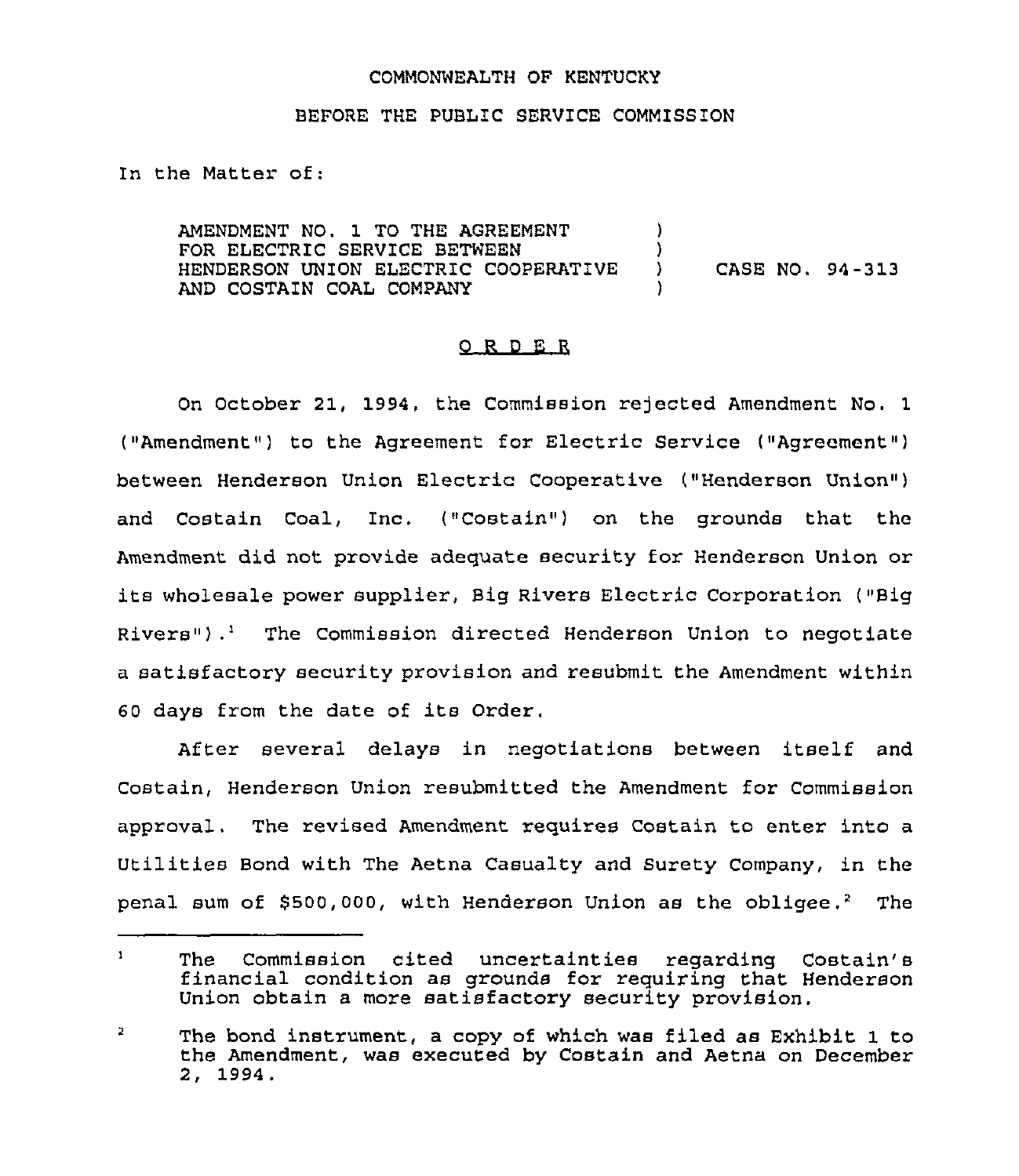COMMONWEALTH OF KENTUCKY

BEFORE THE PUBLIC SERVICE COMMISSION

In the Matter of:

AMENDMENT NO. 1 TO THE AGREEMENT FOR ELECTRIC SERVICE BETWEEN HENDERSON UNION ELECTRIC COOPERATIVE AND COSTAIN COAL COMPANY ) CASE NO. 94-313

## O R D E R

On October 21, 1994, the Commission rejected Amendment No. 1 ("Amendment") to the Agreement for Electric Service ("Agreement") between Henderson Union Electric Cooperative ("Henderson Union") and Costain Coal, Inc. ("Costain") on the grounds that the Amendment did not provide adequate security for Henderson Union or its wholesale power supplier, Big Rivers Electric Corporation ("Big Rivers").[1] The Commission directed Henderson Union to negotiate a satisfactory security provision and resubmit the Amendment within 60 days from the date of its Order.

After several delays in negotiations between itself and Costain, Henderson Union resubmitted the Amendment for Commission approval. The revised Amendment requires Costain to enter into a Utilities Bond with The Aetna Casualty and Surety Company, in the penal sum of $500,000, with Henderson Union as the obligee.[2] The

---

[1] The Commission cited uncertainties regarding Costain's financial condition as grounds for requiring that Henderson Union obtain a more satisfactory security provision.

[2] The bond instrument, a copy of which was filed as Exhibit 1 to the Amendment, was executed by Costain and Aetna on December 2, 1994.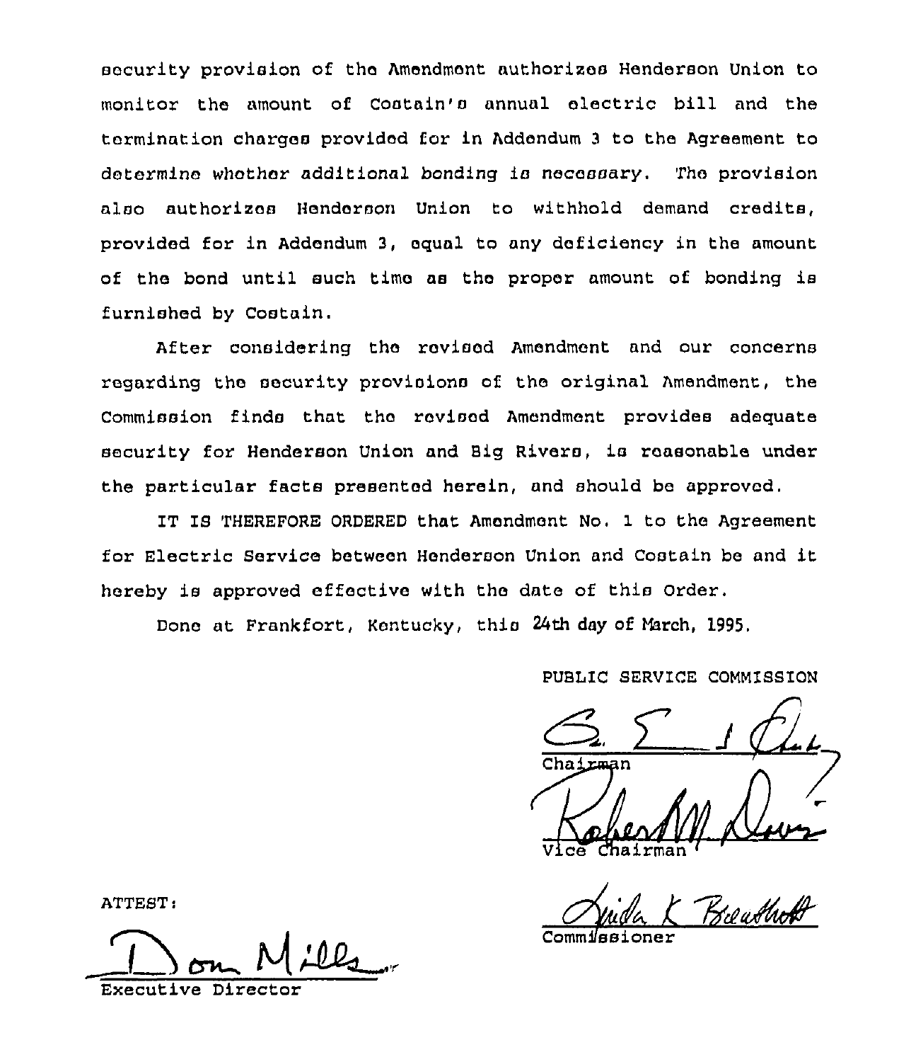security provision of the Amendment authorizes Henderson Union to monitor the amount of Costain's annual electric bill and the termination charges provided for in Addendum 3 to the Agreement to determine whether additional bonding is necessary. The provision also authorizes Henderson Union to withhold demand credits, provided for in Addendum 3, equal to any deficiency in the amount of the bond until such time as the proper amount of bonding is furnished by Costain.

After considering the revised Amendment and our concerns regarding the security provisions of the original Amendment, the Commission finds that the revised Amendment provides adequate security for Henderson Union and Big Rivers, is reasonable under the particular facts presented herein, and should be approved.

IT IS THEREFORE ORDERED that Amendment No. 1 to the Agreement for Electric Service between Henderson Union and Costain be and it hereby is approved effective with the date of this Order.

Done at Frankfort, Kentucky, this 24th day of March, 1995.

PUBLIC SERVICE COMMISSION

Chairman

Vice Chairman

Commissioner

ATTEST:

Executive Director